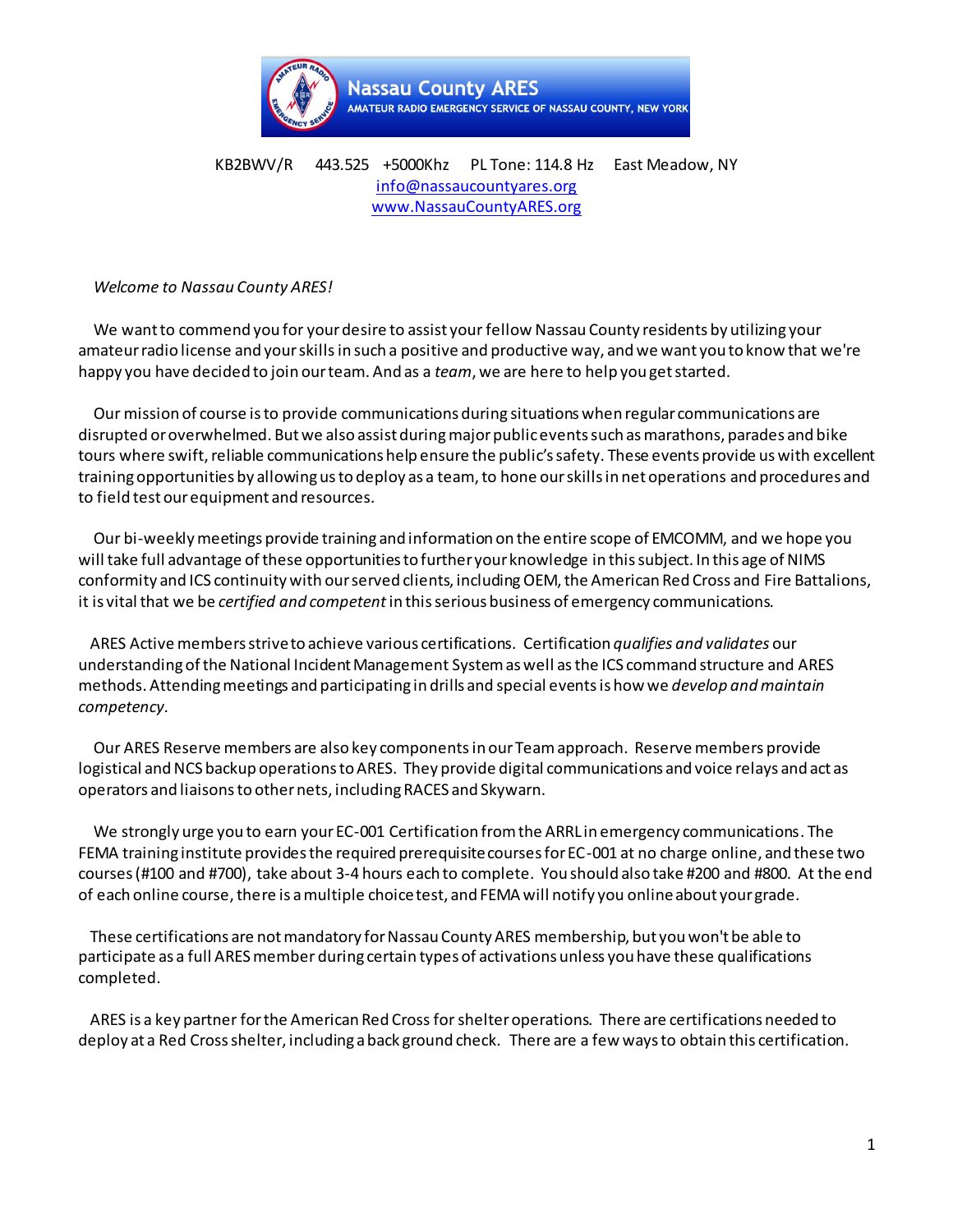# Nassau County ARES

AMATEUR RADIO EMERGENCY SERVICE OF NASSAU COUNTY, NEW YORK

KB2BWV/R 443.525 +5000Khz PL Tone: 114.8 Hz East Meadow, NY
info@nassaucountyares.org
www.NassauCountyARES.org

*Welcome to Nassau County ARES!*

We want to commend you for your desire to assist your fellow Nassau County residents by utilizing your amateur radio license and your skills in such a positive and productive way, and we want you to know that we're happy you have decided to join our team. And as a *team*, we are here to help you get started.

Our mission of course is to provide communications during situations when regular communications are disrupted or overwhelmed. But we also assist during major public events such as marathons, parades and bike tours where swift, reliable communications help ensure the public's safety. These events provide us with excellent training opportunities by allowing us to deploy as a team, to hone our skills in net operations and procedures and to field test our equipment and resources.

Our bi-weekly meetings provide training and information on the entire scope of EMCOMM, and we hope you will take full advantage of these opportunities to further your knowledge in this subject. In this age of NIMS conformity and ICS continuity with our served clients, including OEM, the American Red Cross and Fire Battalions, it is vital that we be *certified and competent* in this serious business of emergency communications.

ARES Active members strive to achieve various certifications. Certification *qualifies and validates* our understanding of the National Incident Management System as well as the ICS command structure and ARES methods. Attending meetings and participating in drills and special events is how we *develop and maintain competency.*

Our ARES Reserve members are also key components in our Team approach. Reserve members provide logistical and NCS backup operations to ARES. They provide digital communications and voice relays and act as operators and liaisons to other nets, including RACES and Skywarn.

We strongly urge you to earn your EC-001 Certification from the ARRL in emergency communications. The FEMA training institute provides the required prerequisite courses for EC-001 at no charge online, and these two courses (#100 and #700), take about 3-4 hours each to complete. You should also take #200 and #800. At the end of each online course, there is a multiple choice test, and FEMA will notify you online about your grade.

These certifications are not mandatory for Nassau County ARES membership, but you won't be able to participate as a full ARES member during certain types of activations unless you have these qualifications completed.

ARES is a key partner for the American Red Cross for shelter operations. There are certifications needed to deploy at a Red Cross shelter, including a back ground check. There are a few ways to obtain this certification.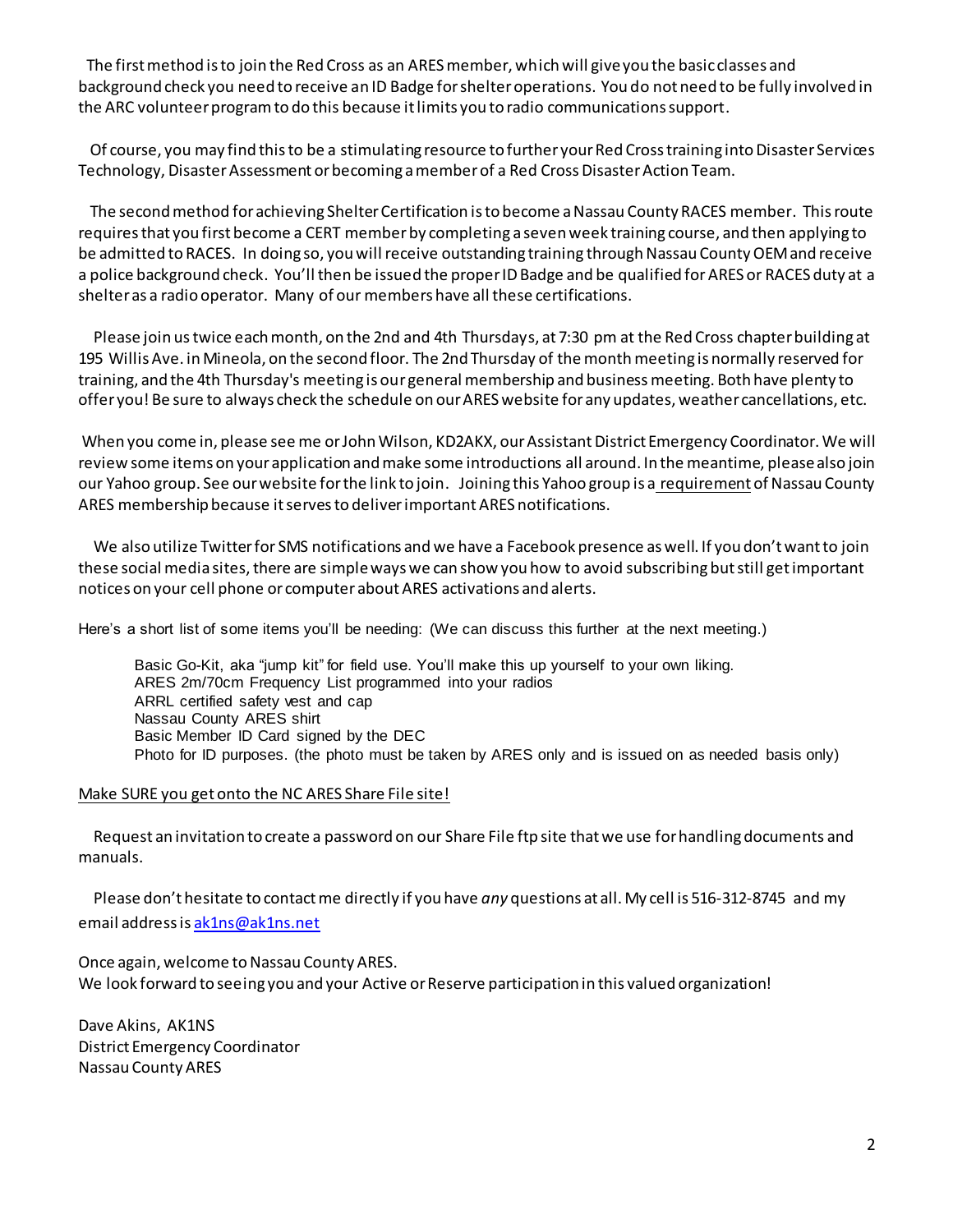The first method is to join the Red Cross as an ARES member, which will give you the basic classes and background check you need to receive an ID Badge for shelter operations. You do not need to be fully involved in the ARC volunteer program to do this because it limits you to radio communications support.

Of course, you may find this to be a stimulating resource to further your Red Cross training into Disaster Services Technology, Disaster Assessment or becoming a member of a Red Cross Disaster Action Team.

The second method for achieving Shelter Certification is to become a Nassau County RACES member. This route requires that you first become a CERT member by completing a seven week training course, and then applying to be admitted to RACES. In doing so, you will receive outstanding training through Nassau County OEM and receive a police background check. You'll then be issued the proper ID Badge and be qualified for ARES or RACES duty at a shelter as a radio operator. Many of our members have all these certifications.

Please join us twice each month, on the 2nd and 4th Thursdays, at 7:30 pm at the Red Cross chapter building at 195 Willis Ave. in Mineola, on the second floor. The 2nd Thursday of the month meeting is normally reserved for training, and the 4th Thursday's meeting is our general membership and business meeting. Both have plenty to offer you! Be sure to always check the schedule on our ARES website for any updates, weather cancellations, etc.

When you come in, please see me or John Wilson, KD2AKX, our Assistant District Emergency Coordinator. We will review some items on your application and make some introductions all around. In the meantime, please also join our Yahoo group. See our website for the link to join. Joining this Yahoo group is a requirement of Nassau County ARES membership because it serves to deliver important ARES notifications.

We also utilize Twitter for SMS notifications and we have a Facebook presence as well. If you don't want to join these social media sites, there are simple ways we can show you how to avoid subscribing but still get important notices on your cell phone or computer about ARES activations and alerts.

Here's a short list of some items you'll be needing: (We can discuss this further at the next meeting.)

- Basic Go-Kit, aka "jump kit" for field use. You'll make this up yourself to your own liking.
- ARES 2m/70cm Frequency List programmed into your radios
- ARRL certified safety vest and cap
- Nassau County ARES shirt
- Basic Member ID Card signed by the DEC
- Photo for ID purposes. (the photo must be taken by ARES only and is issued on as needed basis only)

Make SURE you get onto the NC ARES Share File site!

Request an invitation to create a password on our Share File ftp site that we use for handling documents and manuals.

Please don't hesitate to contact me directly if you have *any* questions at all. My cell is 516-312-8745 and my email address is ak1ns@ak1ns.net

Once again, welcome to Nassau County ARES.
We look forward to seeing you and your Active or Reserve participation in this valued organization!

Dave Akins, AK1NS
District Emergency Coordinator
Nassau County ARES